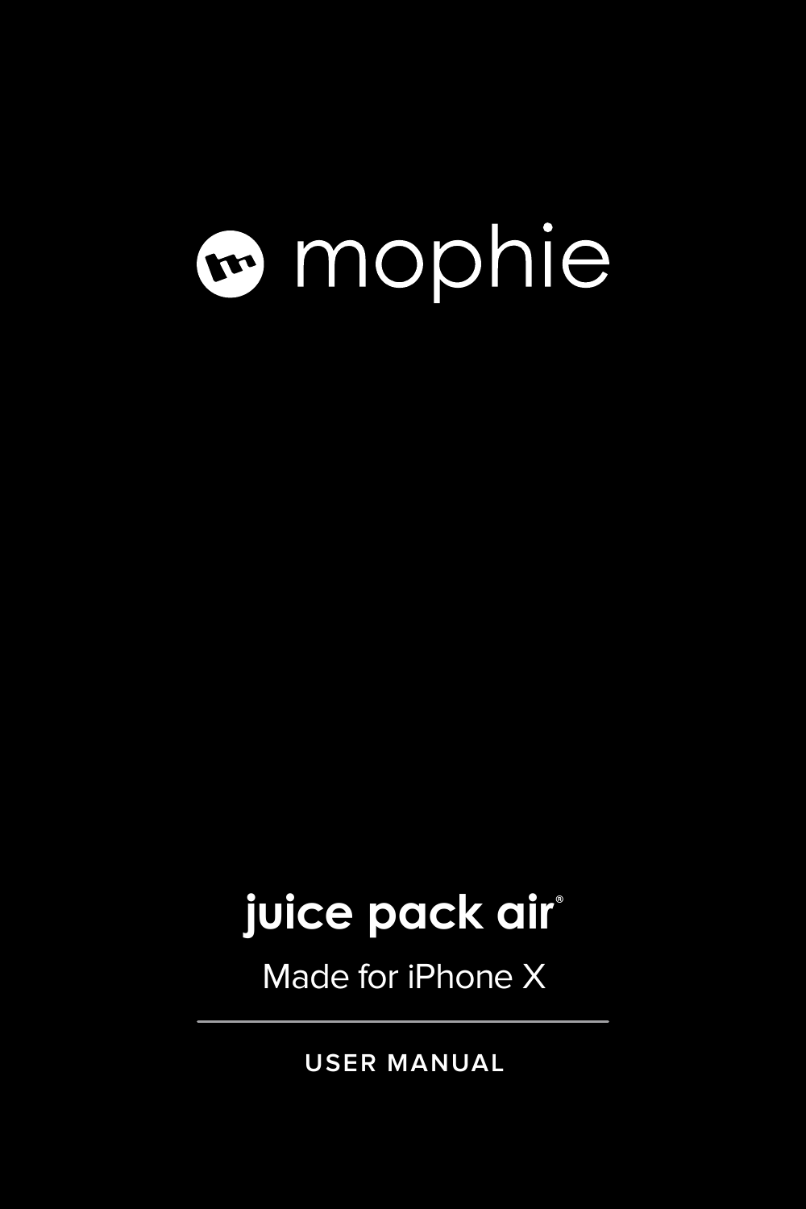# mophie

## juice pack air®

Made for iPhone X

---

USER MANUAL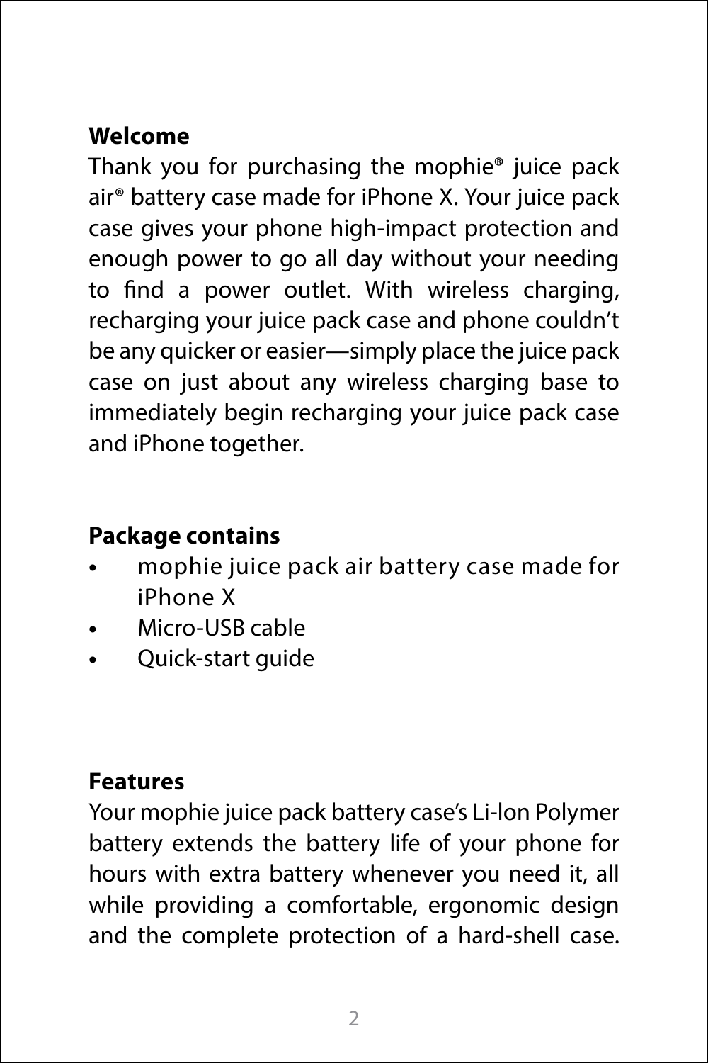## Welcome

Thank you for purchasing the mophie® juice pack air® battery case made for iPhone X. Your juice pack case gives your phone high-impact protection and enough power to go all day without your needing to find a power outlet. With wireless charging, recharging your juice pack case and phone couldn't be any quicker or easier—simply place the juice pack case on just about any wireless charging base to immediately begin recharging your juice pack case and iPhone together.

## Package contains

- mophie juice pack air battery case made for iPhone X
- Micro-USB cable
- Quick-start guide

## Features

Your mophie juice pack battery case's Li-Ion Polymer battery extends the battery life of your phone for hours with extra battery whenever you need it, all while providing a comfortable, ergonomic design and the complete protection of a hard-shell case.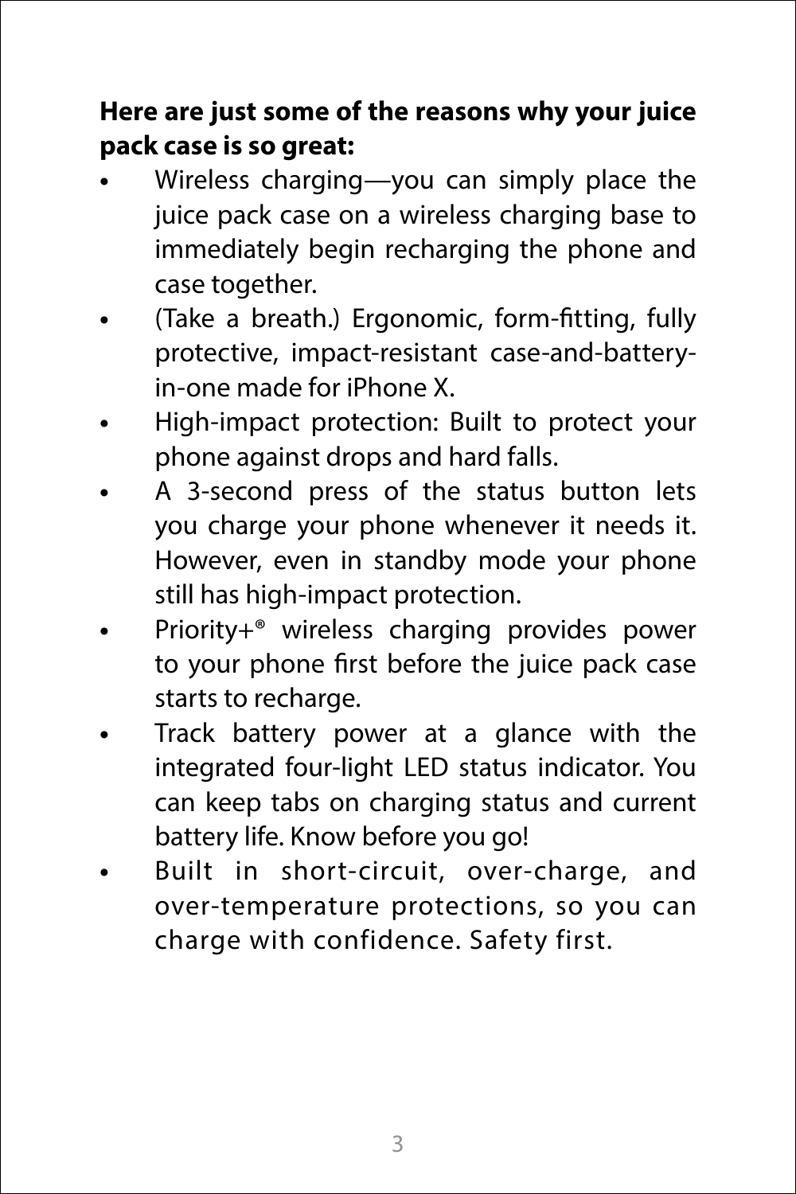**Here are just some of the reasons why your juice pack case is so great:**

- Wireless charging—you can simply place the juice pack case on a wireless charging base to immediately begin recharging the phone and case together.
- (Take a breath.) Ergonomic, form-fitting, fully protective, impact-resistant case-and-battery-in-one made for iPhone X.
- High-impact protection: Built to protect your phone against drops and hard falls.
- A 3-second press of the status button lets you charge your phone whenever it needs it. However, even in standby mode your phone still has high-impact protection.
- Priority+® wireless charging provides power to your phone first before the juice pack case starts to recharge.
- Track battery power at a glance with the integrated four-light LED status indicator. You can keep tabs on charging status and current battery life. Know before you go!
- Built in short-circuit, over-charge, and over-temperature protections, so you can charge with confidence. Safety first.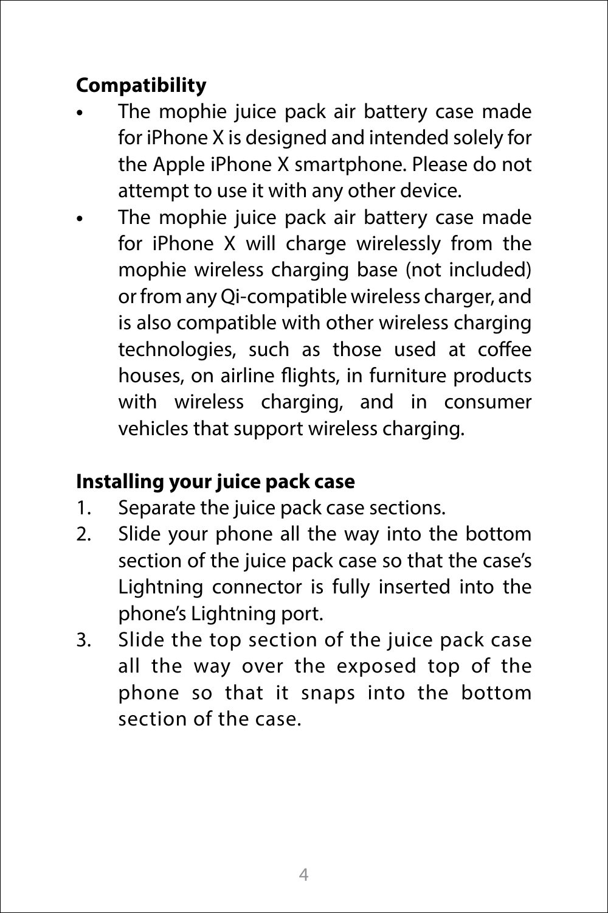## Compatibility

- The mophie juice pack air battery case made for iPhone X is designed and intended solely for the Apple iPhone X smartphone. Please do not attempt to use it with any other device.
- The mophie juice pack air battery case made for iPhone X will charge wirelessly from the mophie wireless charging base (not included) or from any Qi-compatible wireless charger, and is also compatible with other wireless charging technologies, such as those used at coffee houses, on airline flights, in furniture products with wireless charging, and in consumer vehicles that support wireless charging.

## Installing your juice pack case

1. Separate the juice pack case sections.
2. Slide your phone all the way into the bottom section of the juice pack case so that the case's Lightning connector is fully inserted into the phone's Lightning port.
3. Slide the top section of the juice pack case all the way over the exposed top of the phone so that it snaps into the bottom section of the case.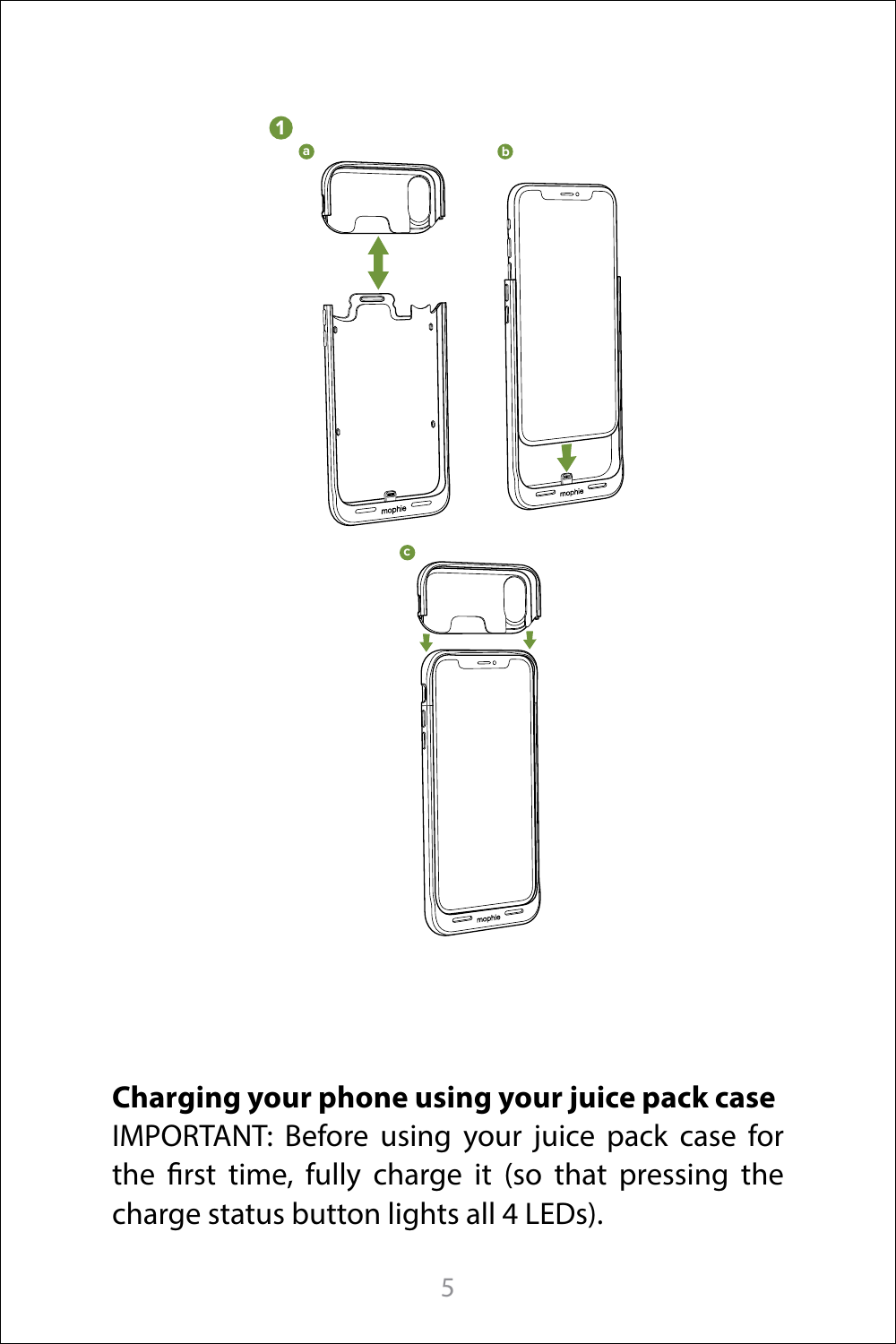**Charging your phone using your juice pack case**

IMPORTANT: Before using your juice pack case for the first time, fully charge it (so that pressing the charge status button lights all 4 LEDs).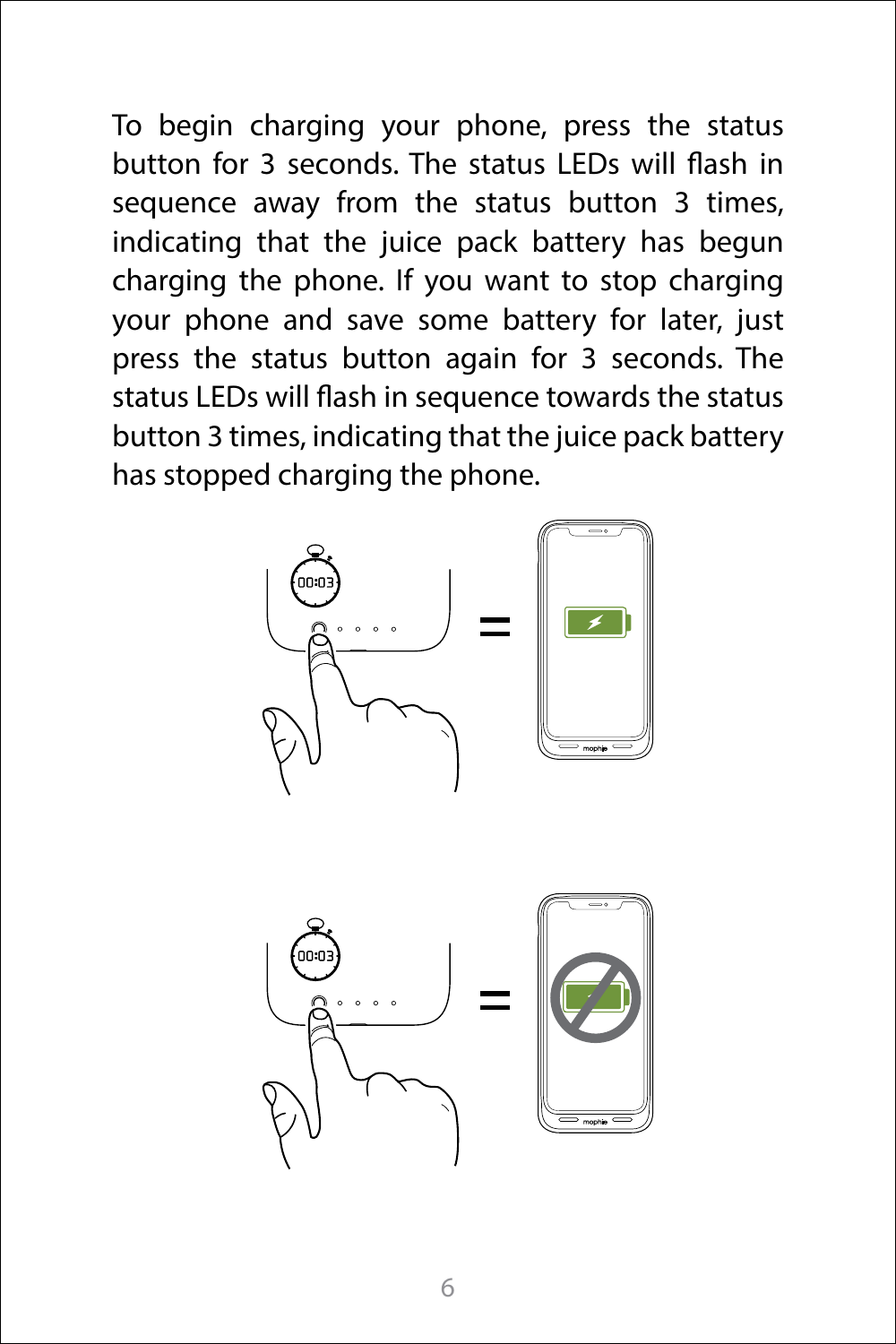To begin charging your phone, press the status button for 3 seconds. The status LEDs will flash in sequence away from the status button 3 times, indicating that the juice pack battery has begun charging the phone. If you want to stop charging your phone and save some battery for later, just press the status button again for 3 seconds. The status LEDs will flash in sequence towards the status button 3 times, indicating that the juice pack battery has stopped charging the phone.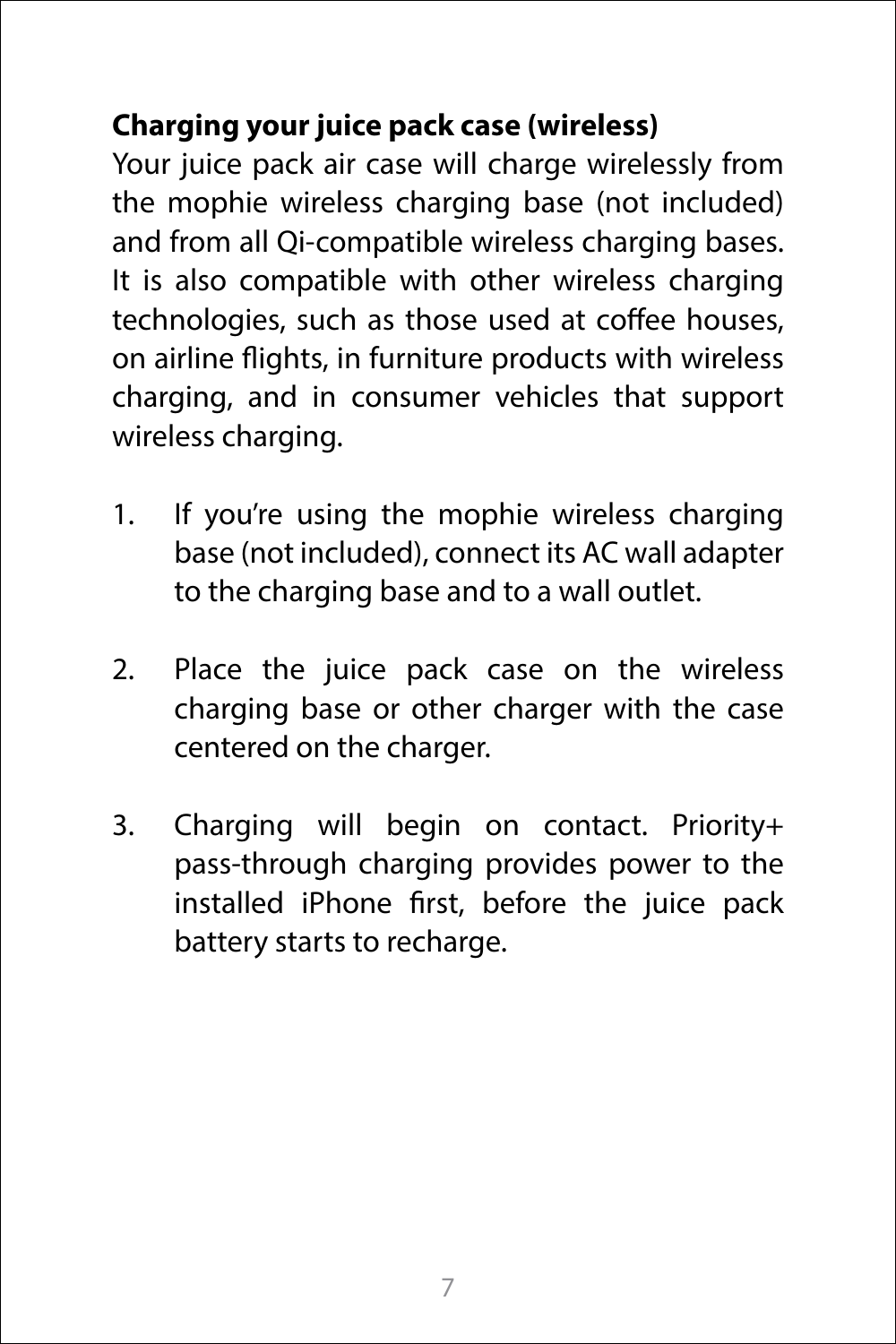**Charging your juice pack case (wireless)**

Your juice pack air case will charge wirelessly from the mophie wireless charging base (not included) and from all Qi-compatible wireless charging bases. It is also compatible with other wireless charging technologies, such as those used at coffee houses, on airline flights, in furniture products with wireless charging, and in consumer vehicles that support wireless charging.

1. If you're using the mophie wireless charging base (not included), connect its AC wall adapter to the charging base and to a wall outlet.

2. Place the juice pack case on the wireless charging base or other charger with the case centered on the charger.

3. Charging will begin on contact. Priority+ pass-through charging provides power to the installed iPhone first, before the juice pack battery starts to recharge.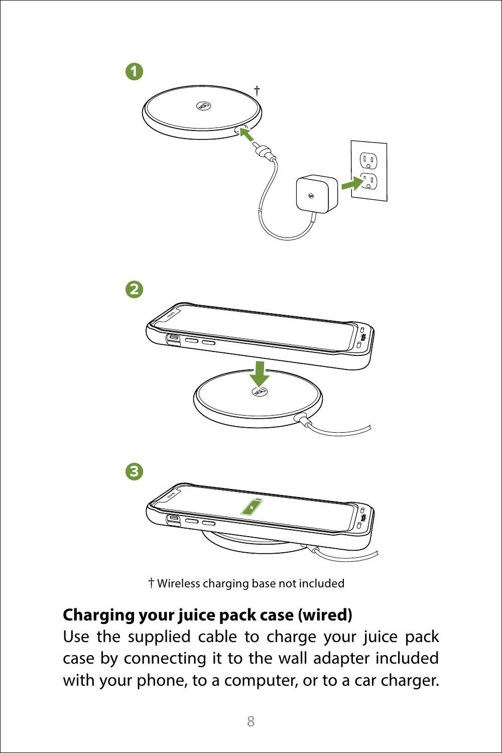† Wireless charging base not included

## Charging your juice pack case (wired)

Use the supplied cable to charge your juice pack case by connecting it to the wall adapter included with your phone, to a computer, or to a car charger.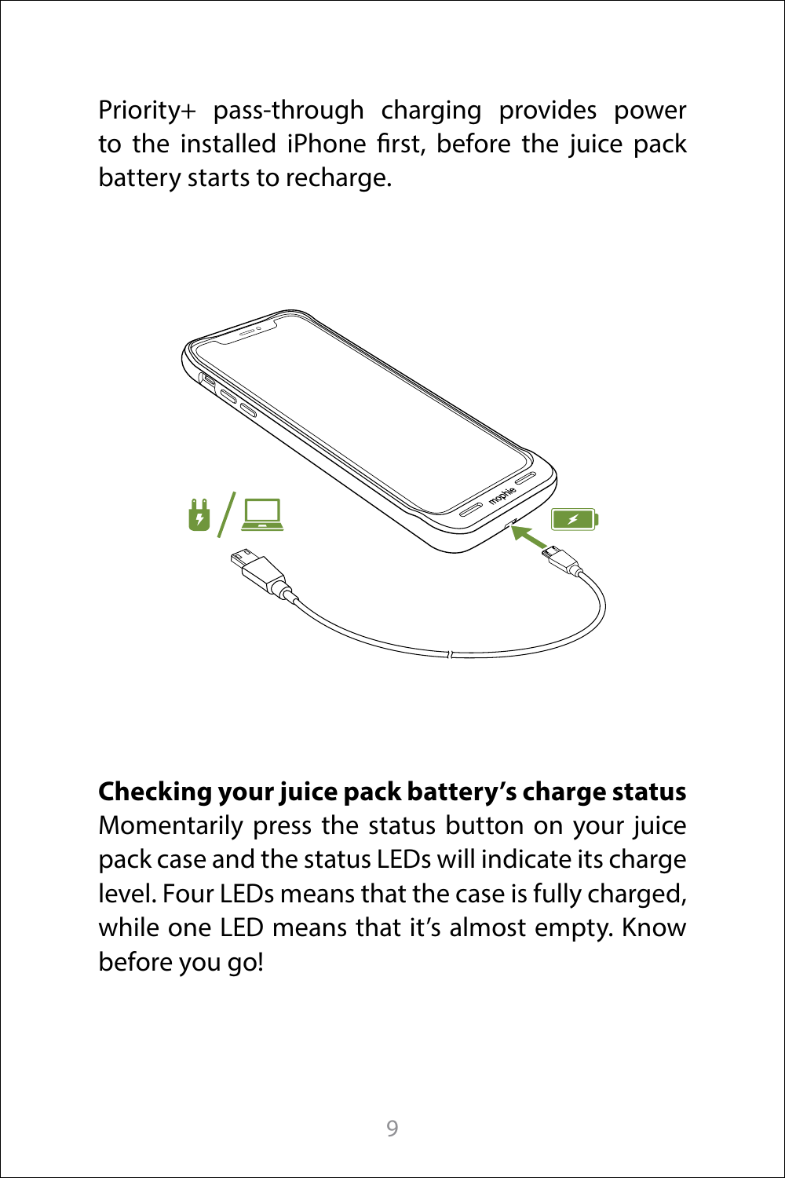Priority+ pass-through charging provides power to the installed iPhone first, before the juice pack battery starts to recharge.

**Checking your juice pack battery's charge status**
Momentarily press the status button on your juice pack case and the status LEDs will indicate its charge level. Four LEDs means that the case is fully charged, while one LED means that it's almost empty. Know before you go!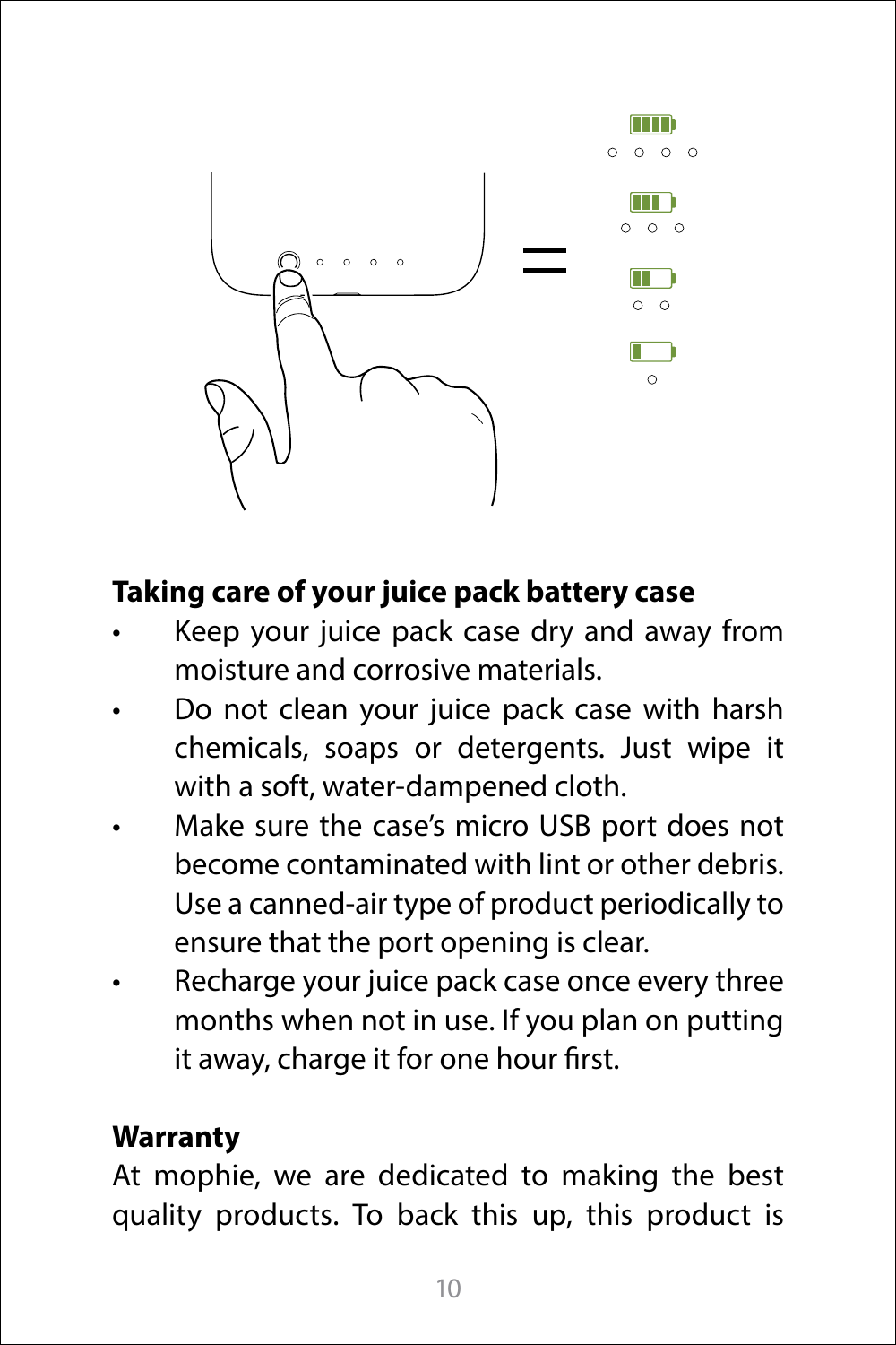**Taking care of your juice pack battery case**

- Keep your juice pack case dry and away from moisture and corrosive materials.
- Do not clean your juice pack case with harsh chemicals, soaps or detergents. Just wipe it with a soft, water-dampened cloth.
- Make sure the case's micro USB port does not become contaminated with lint or other debris. Use a canned-air type of product periodically to ensure that the port opening is clear.
- Recharge your juice pack case once every three months when not in use. If you plan on putting it away, charge it for one hour first.

**Warranty**

At mophie, we are dedicated to making the best quality products. To back this up, this product is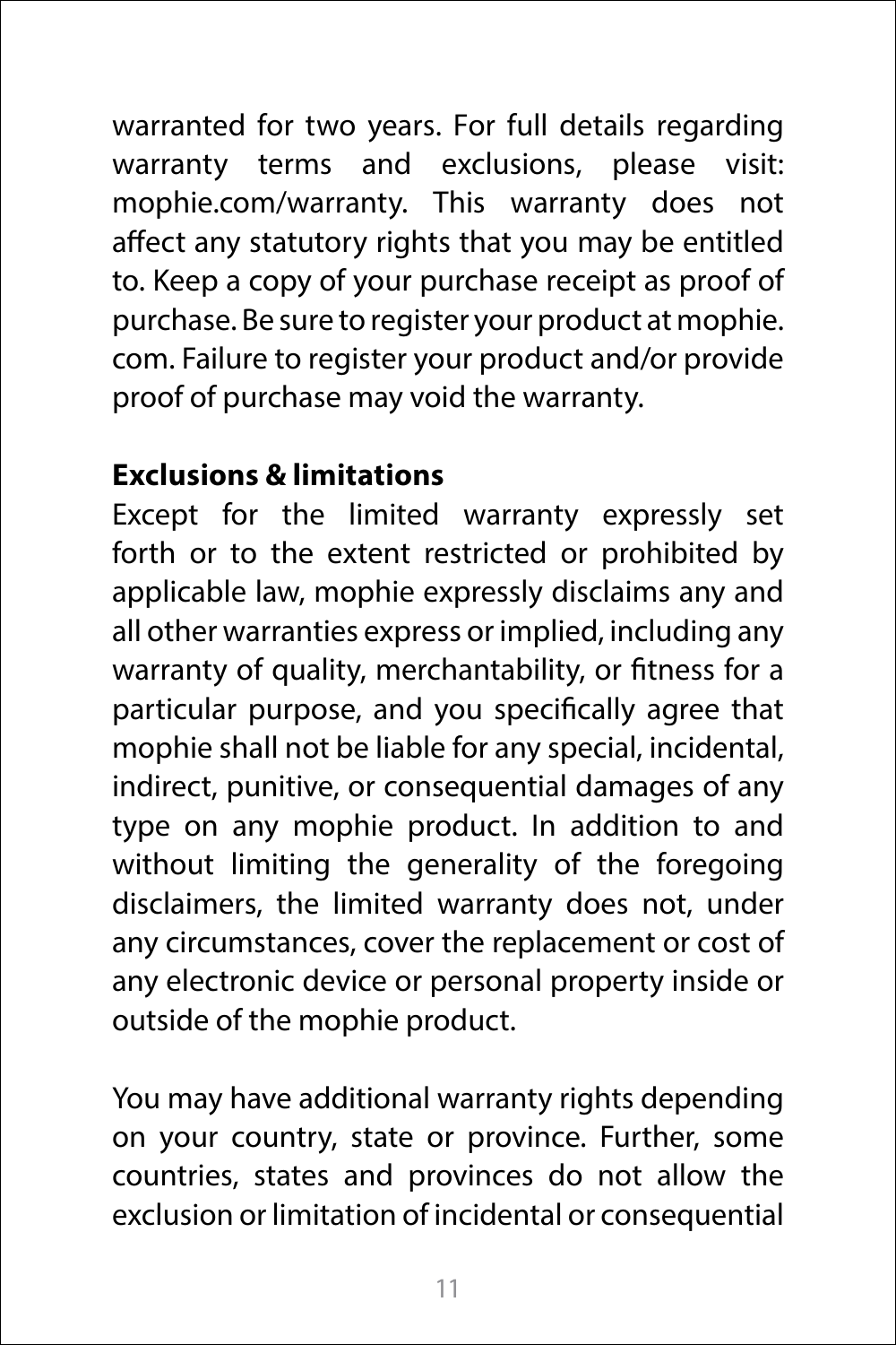warranted for two years. For full details regarding warranty terms and exclusions, please visit: mophie.com/warranty. This warranty does not affect any statutory rights that you may be entitled to. Keep a copy of your purchase receipt as proof of purchase. Be sure to register your product at mophie.com. Failure to register your product and/or provide proof of purchase may void the warranty.

**Exclusions & limitations**

Except for the limited warranty expressly set forth or to the extent restricted or prohibited by applicable law, mophie expressly disclaims any and all other warranties express or implied, including any warranty of quality, merchantability, or fitness for a particular purpose, and you specifically agree that mophie shall not be liable for any special, incidental, indirect, punitive, or consequential damages of any type on any mophie product. In addition to and without limiting the generality of the foregoing disclaimers, the limited warranty does not, under any circumstances, cover the replacement or cost of any electronic device or personal property inside or outside of the mophie product.

You may have additional warranty rights depending on your country, state or province. Further, some countries, states and provinces do not allow the exclusion or limitation of incidental or consequential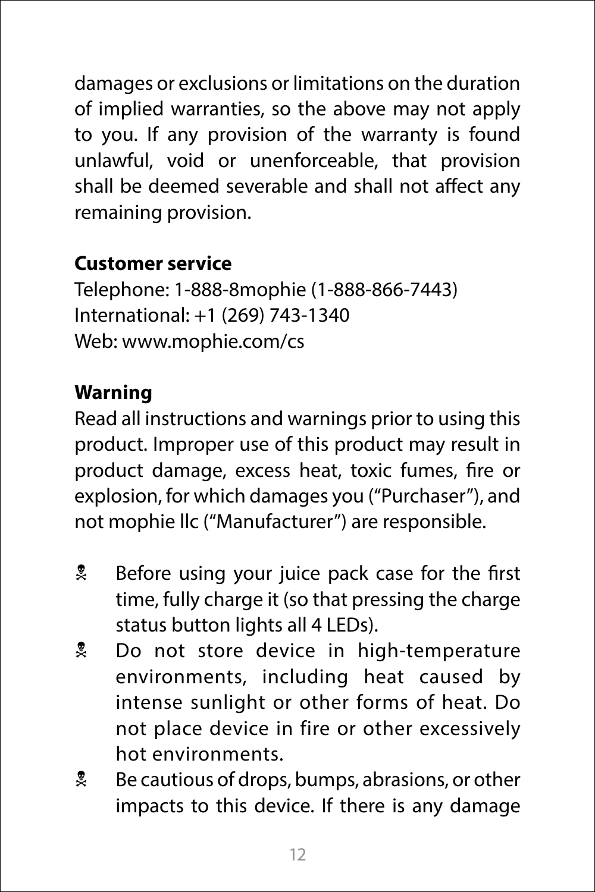damages or exclusions or limitations on the duration of implied warranties, so the above may not apply to you. If any provision of the warranty is found unlawful, void or unenforceable, that provision shall be deemed severable and shall not affect any remaining provision.

**Customer service**

Telephone: 1-888-8mophie (1-888-866-7443)
International: +1 (269) 743-1340
Web: www.mophie.com/cs

**Warning**

Read all instructions and warnings prior to using this product. Improper use of this product may result in product damage, excess heat, toxic fumes, fire or explosion, for which damages you (“Purchaser”), and not mophie llc (“Manufacturer”) are responsible.

- Before using your juice pack case for the first time, fully charge it (so that pressing the charge status button lights all 4 LEDs).
- Do not store device in high-temperature environments, including heat caused by intense sunlight or other forms of heat. Do not place device in fire or other excessively hot environments.
- Be cautious of drops, bumps, abrasions, or other impacts to this device. If there is any damage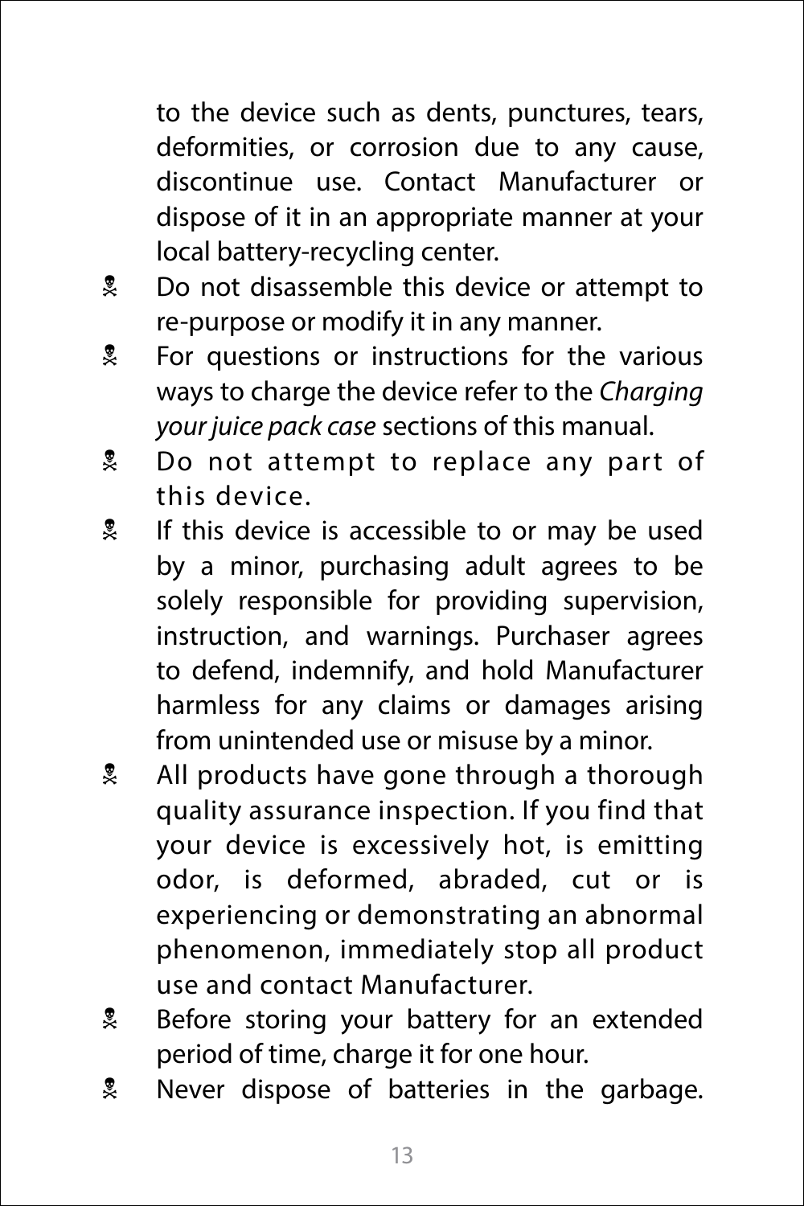to the device such as dents, punctures, tears, deformities, or corrosion due to any cause, discontinue use. Contact Manufacturer or dispose of it in an appropriate manner at your local battery-recycling center.

- Do not disassemble this device or attempt to re-purpose or modify it in any manner.
- For questions or instructions for the various ways to charge the device refer to the *Charging your juice pack case* sections of this manual.
- Do not attempt to replace any part of this device.
- If this device is accessible to or may be used by a minor, purchasing adult agrees to be solely responsible for providing supervision, instruction, and warnings. Purchaser agrees to defend, indemnify, and hold Manufacturer harmless for any claims or damages arising from unintended use or misuse by a minor.
- All products have gone through a thorough quality assurance inspection. If you find that your device is excessively hot, is emitting odor, is deformed, abraded, cut or is experiencing or demonstrating an abnormal phenomenon, immediately stop all product use and contact Manufacturer.
- Before storing your battery for an extended period of time, charge it for one hour.
- Never dispose of batteries in the garbage.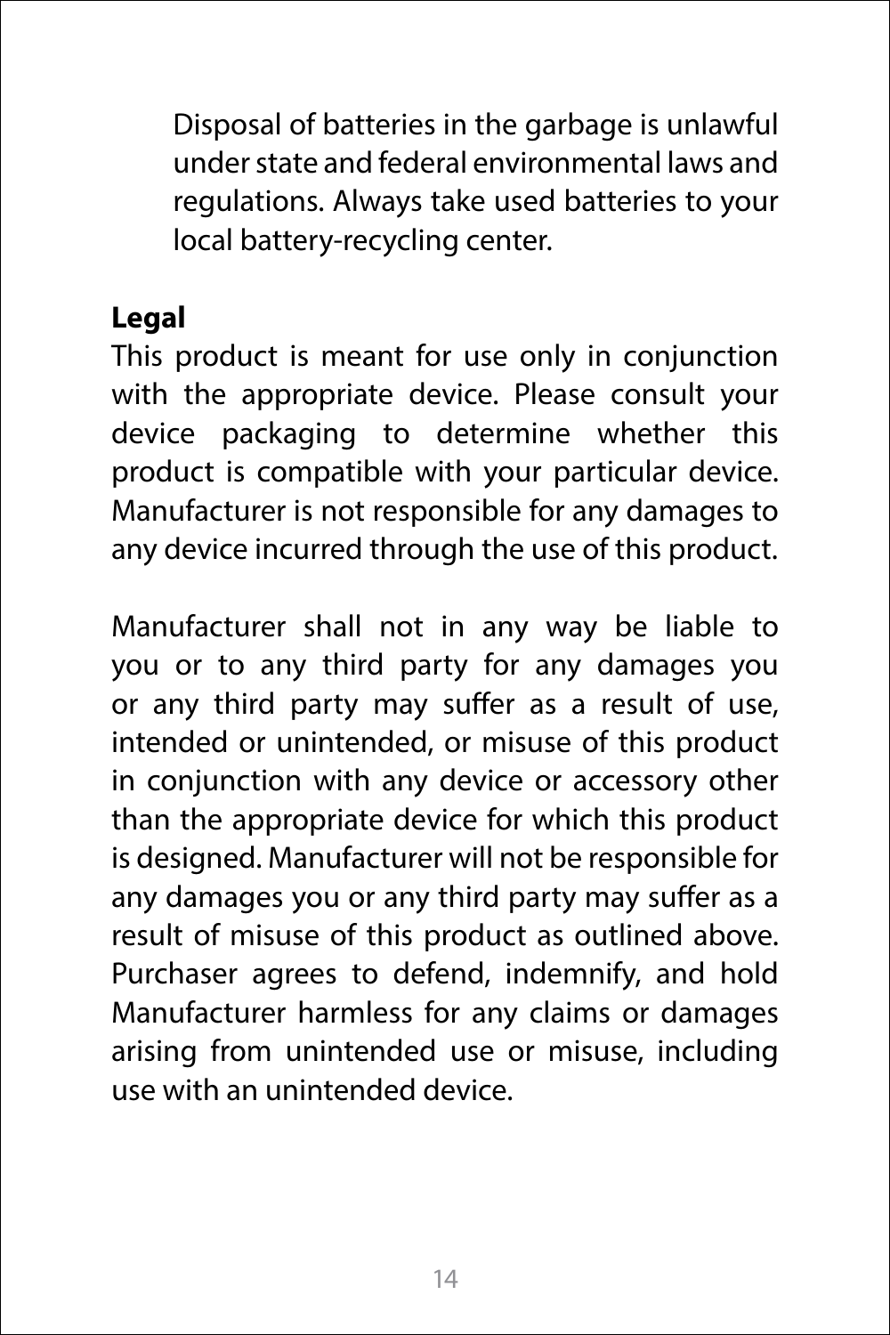Disposal of batteries in the garbage is unlawful under state and federal environmental laws and regulations. Always take used batteries to your local battery-recycling center.

**Legal**

This product is meant for use only in conjunction with the appropriate device. Please consult your device packaging to determine whether this product is compatible with your particular device. Manufacturer is not responsible for any damages to any device incurred through the use of this product.

Manufacturer shall not in any way be liable to you or to any third party for any damages you or any third party may suffer as a result of use, intended or unintended, or misuse of this product in conjunction with any device or accessory other than the appropriate device for which this product is designed. Manufacturer will not be responsible for any damages you or any third party may suffer as a result of misuse of this product as outlined above. Purchaser agrees to defend, indemnify, and hold Manufacturer harmless for any claims or damages arising from unintended use or misuse, including use with an unintended device.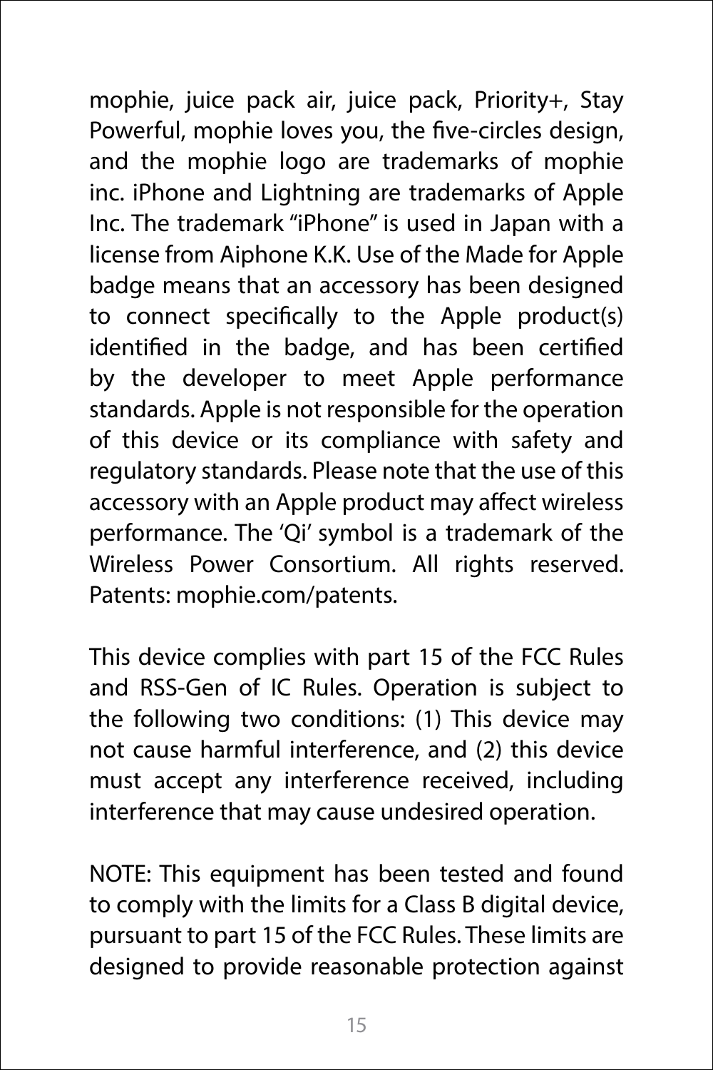mophie, juice pack air, juice pack, Priority+, Stay Powerful, mophie loves you, the five-circles design, and the mophie logo are trademarks of mophie inc. iPhone and Lightning are trademarks of Apple Inc. The trademark "iPhone" is used in Japan with a license from Aiphone K.K. Use of the Made for Apple badge means that an accessory has been designed to connect specifically to the Apple product(s) identified in the badge, and has been certified by the developer to meet Apple performance standards. Apple is not responsible for the operation of this device or its compliance with safety and regulatory standards. Please note that the use of this accessory with an Apple product may affect wireless performance. The 'Qi' symbol is a trademark of the Wireless Power Consortium. All rights reserved. Patents: mophie.com/patents.

This device complies with part 15 of the FCC Rules and RSS-Gen of IC Rules. Operation is subject to the following two conditions: (1) This device may not cause harmful interference, and (2) this device must accept any interference received, including interference that may cause undesired operation.

NOTE: This equipment has been tested and found to comply with the limits for a Class B digital device, pursuant to part 15 of the FCC Rules. These limits are designed to provide reasonable protection against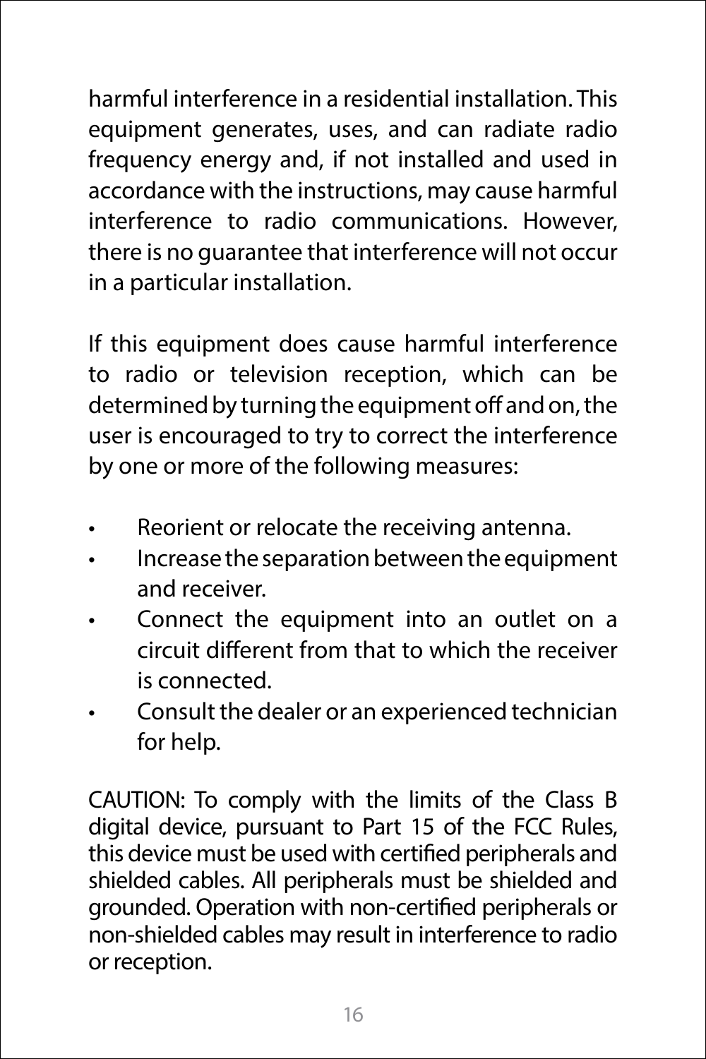harmful interference in a residential installation. This equipment generates, uses, and can radiate radio frequency energy and, if not installed and used in accordance with the instructions, may cause harmful interference to radio communications. However, there is no guarantee that interference will not occur in a particular installation.

If this equipment does cause harmful interference to radio or television reception, which can be determined by turning the equipment off and on, the user is encouraged to try to correct the interference by one or more of the following measures:

- Reorient or relocate the receiving antenna.
- Increase the separation between the equipment and receiver.
- Connect the equipment into an outlet on a circuit different from that to which the receiver is connected.
- Consult the dealer or an experienced technician for help.

CAUTION: To comply with the limits of the Class B digital device, pursuant to Part 15 of the FCC Rules, this device must be used with certified peripherals and shielded cables. All peripherals must be shielded and grounded. Operation with non-certified peripherals or non-shielded cables may result in interference to radio or reception.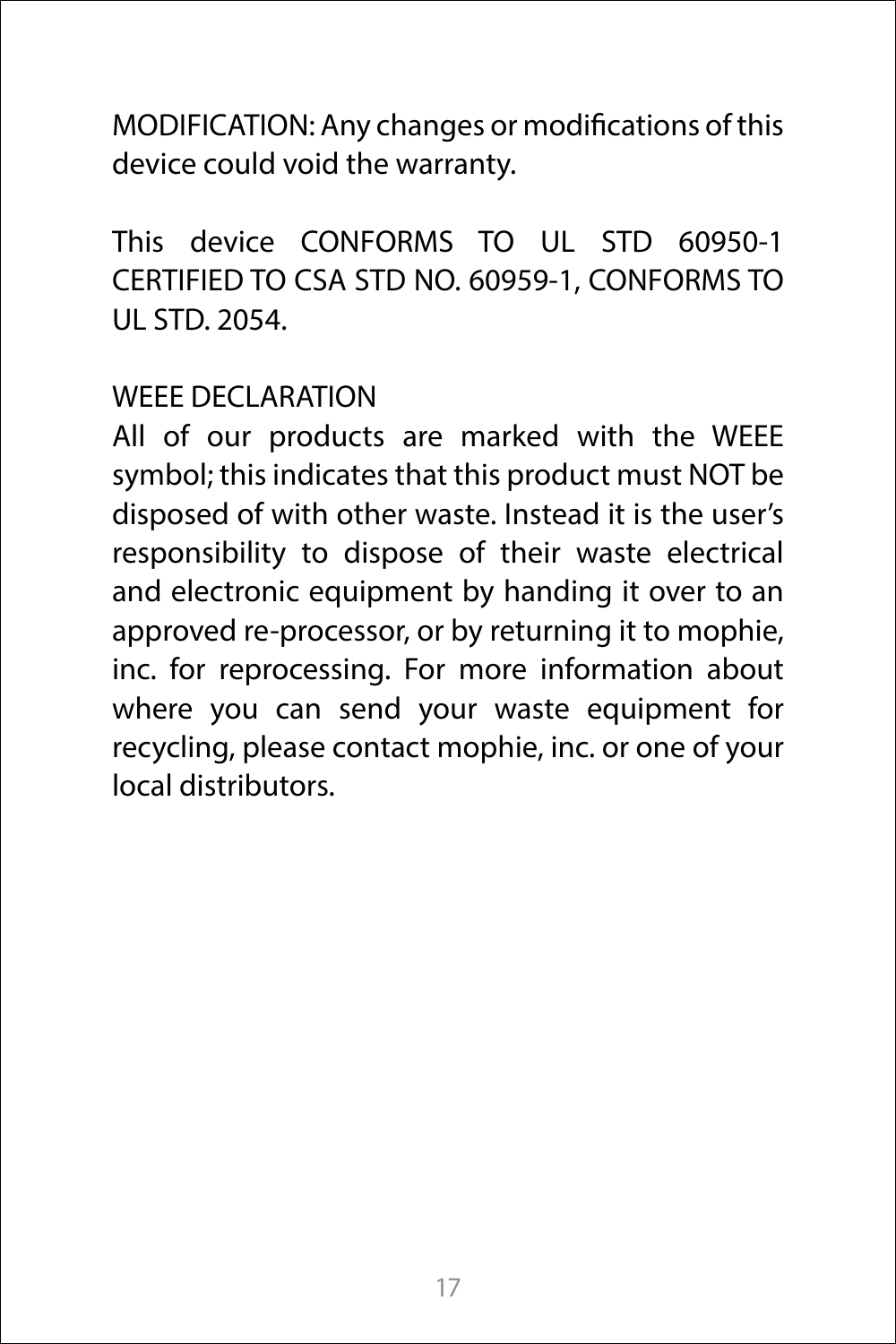MODIFICATION: Any changes or modifications of this device could void the warranty.

This device CONFORMS TO UL STD 60950-1 CERTIFIED TO CSA STD NO. 60959-1, CONFORMS TO UL STD. 2054.

WEEE DECLARATION

All of our products are marked with the WEEE symbol; this indicates that this product must NOT be disposed of with other waste. Instead it is the user's responsibility to dispose of their waste electrical and electronic equipment by handing it over to an approved re-processor, or by returning it to mophie, inc. for reprocessing. For more information about where you can send your waste equipment for recycling, please contact mophie, inc. or one of your local distributors.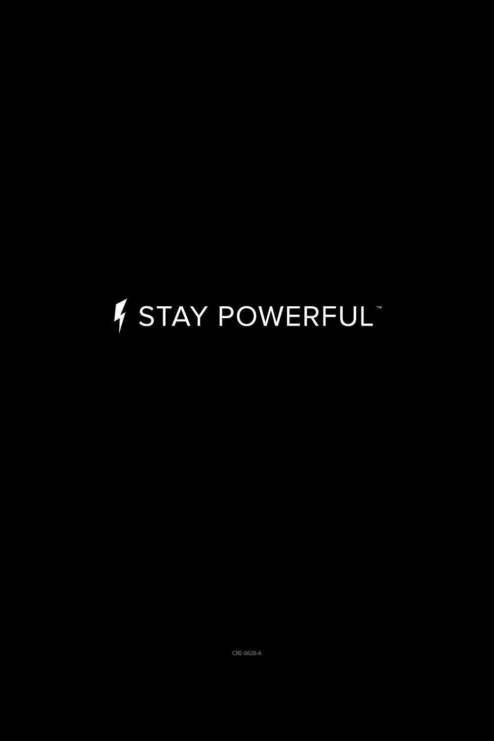STAY POWERFUL™

CRE-0628-A